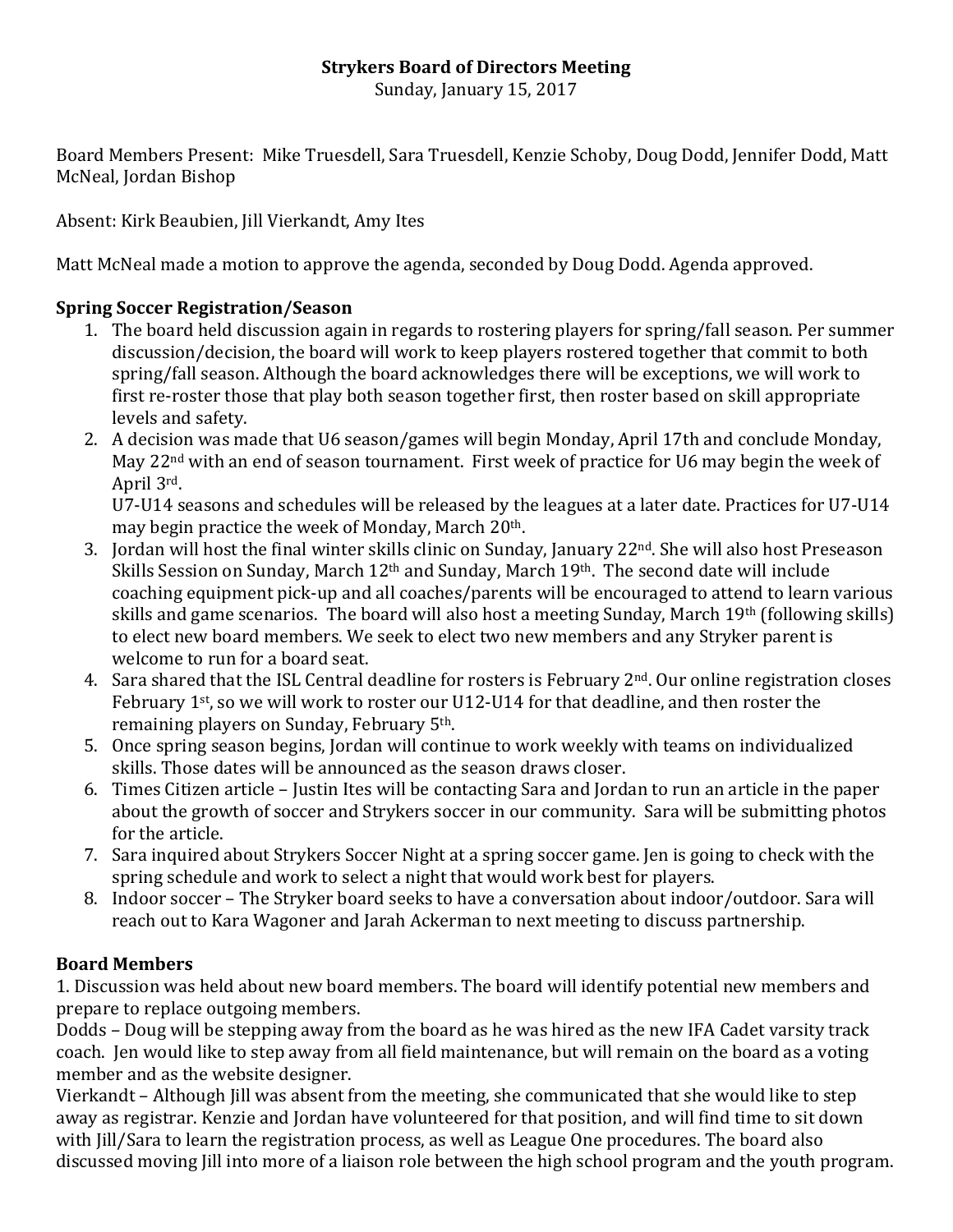# Strykers Board of Directors Meeting

Sunday, January 15, 2017

Board Members Present: Mike Truesdell, Sara Truesdell, Kenzie Schoby, Doug Dodd, Jennifer Dodd, Matt McNeal, Jordan Bishop

Absent: Kirk Beaubien, Jill Vierkandt, Amy Ites

Matt McNeal made a motion to approve the agenda, seconded by Doug Dodd. Agenda approved.

## Spring Soccer Registration/Season

1. The board held discussion again in regards to rostering players for spring/fall season. Per summer discussion/decision, the board will work to keep players rostered together that commit to both spring/fall season. Although the board acknowledges there will be exceptions, we will work to first re-roster those that play both season together first, then roster based on skill appropriate levels and safety.
2. A decision was made that U6 season/games will begin Monday, April 17th and conclude Monday, May 22nd with an end of season tournament. First week of practice for U6 may begin the week of April 3rd.
   U7-U14 seasons and schedules will be released by the leagues at a later date. Practices for U7-U14 may begin practice the week of Monday, March 20th.
3. Jordan will host the final winter skills clinic on Sunday, January 22nd. She will also host Preseason Skills Session on Sunday, March 12th and Sunday, March 19th. The second date will include coaching equipment pick-up and all coaches/parents will be encouraged to attend to learn various skills and game scenarios. The board will also host a meeting Sunday, March 19th (following skills) to elect new board members. We seek to elect two new members and any Stryker parent is welcome to run for a board seat.
4. Sara shared that the ISL Central deadline for rosters is February 2nd. Our online registration closes February 1st, so we will work to roster our U12-U14 for that deadline, and then roster the remaining players on Sunday, February 5th.
5. Once spring season begins, Jordan will continue to work weekly with teams on individualized skills. Those dates will be announced as the season draws closer.
6. Times Citizen article – Justin Ites will be contacting Sara and Jordan to run an article in the paper about the growth of soccer and Strykers soccer in our community. Sara will be submitting photos for the article.
7. Sara inquired about Strykers Soccer Night at a spring soccer game. Jen is going to check with the spring schedule and work to select a night that would work best for players.
8. Indoor soccer – The Stryker board seeks to have a conversation about indoor/outdoor. Sara will reach out to Kara Wagoner and Jarah Ackerman to next meeting to discuss partnership.

## Board Members

1. Discussion was held about new board members. The board will identify potential new members and prepare to replace outgoing members.

Dodds – Doug will be stepping away from the board as he was hired as the new IFA Cadet varsity track coach. Jen would like to step away from all field maintenance, but will remain on the board as a voting member and as the website designer.

Vierkandt – Although Jill was absent from the meeting, she communicated that she would like to step away as registrar. Kenzie and Jordan have volunteered for that position, and will find time to sit down with Jill/Sara to learn the registration process, as well as League One procedures. The board also discussed moving Jill into more of a liaison role between the high school program and the youth program.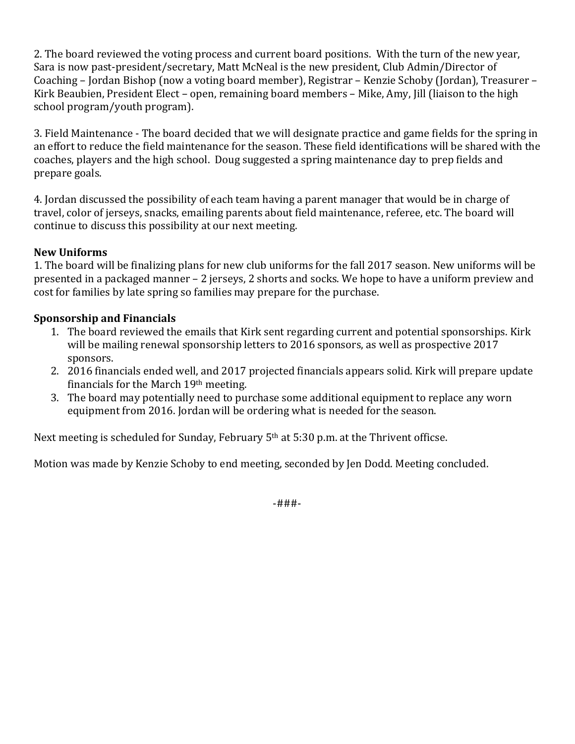2. The board reviewed the voting process and current board positions. With the turn of the new year, Sara is now past-president/secretary, Matt McNeal is the new president, Club Admin/Director of Coaching – Jordan Bishop (now a voting board member), Registrar – Kenzie Schoby (Jordan), Treasurer – Kirk Beaubien, President Elect – open, remaining board members – Mike, Amy, Jill (liaison to the high school program/youth program).

3. Field Maintenance - The board decided that we will designate practice and game fields for the spring in an effort to reduce the field maintenance for the season. These field identifications will be shared with the coaches, players and the high school. Doug suggested a spring maintenance day to prep fields and prepare goals.

4. Jordan discussed the possibility of each team having a parent manager that would be in charge of travel, color of jerseys, snacks, emailing parents about field maintenance, referee, etc. The board will continue to discuss this possibility at our next meeting.

**New Uniforms**

1. The board will be finalizing plans for new club uniforms for the fall 2017 season. New uniforms will be presented in a packaged manner – 2 jerseys, 2 shorts and socks. We hope to have a uniform preview and cost for families by late spring so families may prepare for the purchase.

**Sponsorship and Financials**

1. The board reviewed the emails that Kirk sent regarding current and potential sponsorships. Kirk will be mailing renewal sponsorship letters to 2016 sponsors, as well as prospective 2017 sponsors.
2. 2016 financials ended well, and 2017 projected financials appears solid. Kirk will prepare update financials for the March 19th meeting.
3. The board may potentially need to purchase some additional equipment to replace any worn equipment from 2016. Jordan will be ordering what is needed for the season.

Next meeting is scheduled for Sunday, February 5th at 5:30 p.m. at the Thrivent officse.

Motion was made by Kenzie Schoby to end meeting, seconded by Jen Dodd. Meeting concluded.

-###-